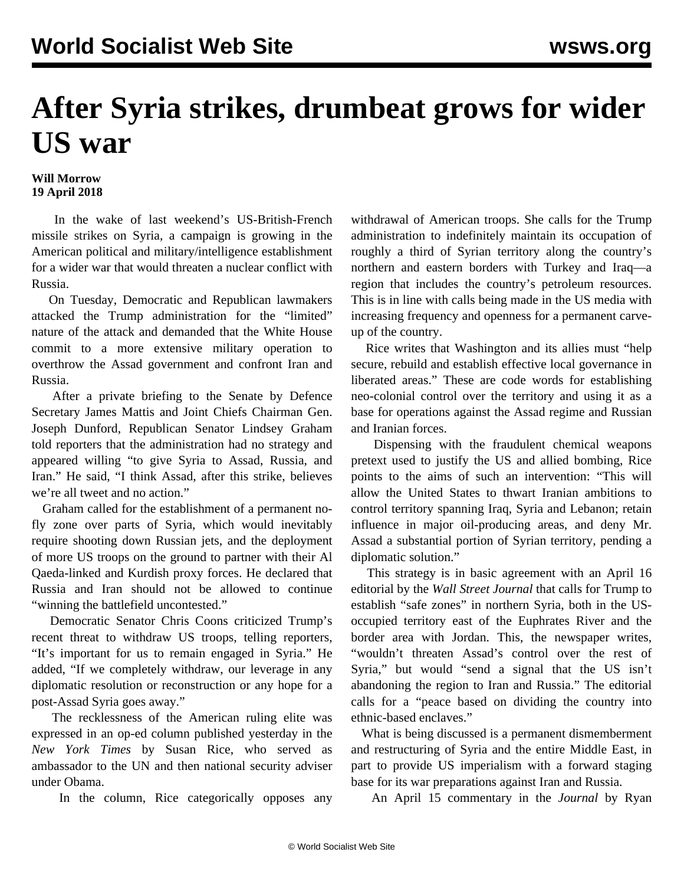# After Syria strikes, drumbeat grows for wider US war

**Will Morrow**
**19 April 2018**

In the wake of last weekend's US-British-French missile strikes on Syria, a campaign is growing in the American political and military/intelligence establishment for a wider war that would threaten a nuclear conflict with Russia.

On Tuesday, Democratic and Republican lawmakers attacked the Trump administration for the "limited" nature of the attack and demanded that the White House commit to a more extensive military operation to overthrow the Assad government and confront Iran and Russia.

After a private briefing to the Senate by Defence Secretary James Mattis and Joint Chiefs Chairman Gen. Joseph Dunford, Republican Senator Lindsey Graham told reporters that the administration had no strategy and appeared willing "to give Syria to Assad, Russia, and Iran." He said, "I think Assad, after this strike, believes we're all tweet and no action."

Graham called for the establishment of a permanent no-fly zone over parts of Syria, which would inevitably require shooting down Russian jets, and the deployment of more US troops on the ground to partner with their Al Qaeda-linked and Kurdish proxy forces. He declared that Russia and Iran should not be allowed to continue "winning the battlefield uncontested."

Democratic Senator Chris Coons criticized Trump's recent threat to withdraw US troops, telling reporters, "It's important for us to remain engaged in Syria." He added, "If we completely withdraw, our leverage in any diplomatic resolution or reconstruction or any hope for a post-Assad Syria goes away."

The recklessness of the American ruling elite was expressed in an op-ed column published yesterday in the *New York Times* by Susan Rice, who served as ambassador to the UN and then national security adviser under Obama.

In the column, Rice categorically opposes any withdrawal of American troops. She calls for the Trump administration to indefinitely maintain its occupation of roughly a third of Syrian territory along the country's northern and eastern borders with Turkey and Iraq—a region that includes the country's petroleum resources. This is in line with calls being made in the US media with increasing frequency and openness for a permanent carve-up of the country.

Rice writes that Washington and its allies must "help secure, rebuild and establish effective local governance in liberated areas." These are code words for establishing neo-colonial control over the territory and using it as a base for operations against the Assad regime and Russian and Iranian forces.

Dispensing with the fraudulent chemical weapons pretext used to justify the US and allied bombing, Rice points to the aims of such an intervention: "This will allow the United States to thwart Iranian ambitions to control territory spanning Iraq, Syria and Lebanon; retain influence in major oil-producing areas, and deny Mr. Assad a substantial portion of Syrian territory, pending a diplomatic solution."

This strategy is in basic agreement with an April 16 editorial by the *Wall Street Journal* that calls for Trump to establish "safe zones" in northern Syria, both in the US-occupied territory east of the Euphrates River and the border area with Jordan. This, the newspaper writes, "wouldn't threaten Assad's control over the rest of Syria," but would "send a signal that the US isn't abandoning the region to Iran and Russia." The editorial calls for a "peace based on dividing the country into ethnic-based enclaves."

What is being discussed is a permanent dismemberment and restructuring of Syria and the entire Middle East, in part to provide US imperialism with a forward staging base for its war preparations against Iran and Russia.

An April 15 commentary in the *Journal* by Ryan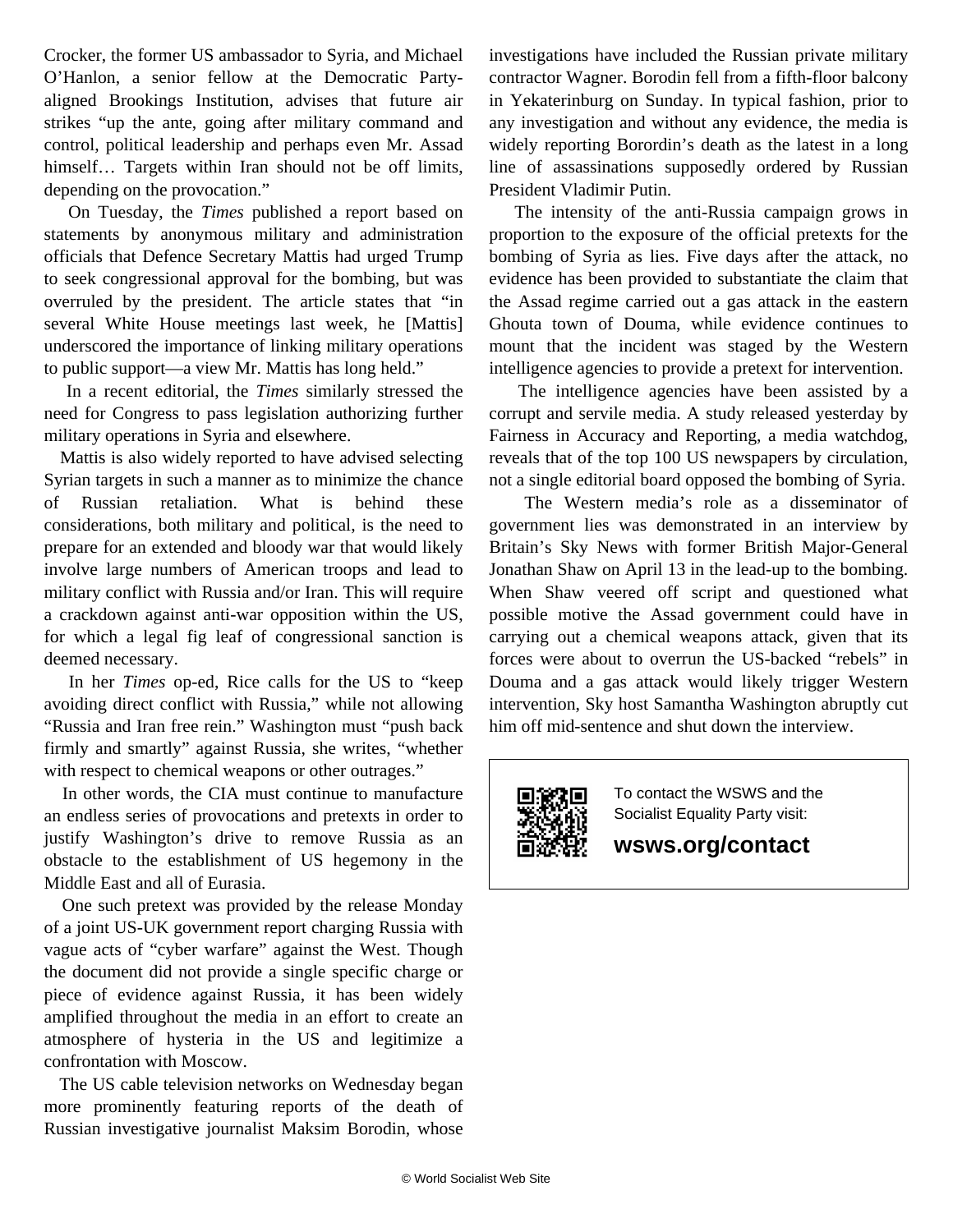Crocker, the former US ambassador to Syria, and Michael O'Hanlon, a senior fellow at the Democratic Party-aligned Brookings Institution, advises that future air strikes "up the ante, going after military command and control, political leadership and perhaps even Mr. Assad himself… Targets within Iran should not be off limits, depending on the provocation."

On Tuesday, the *Times* published a report based on statements by anonymous military and administration officials that Defence Secretary Mattis had urged Trump to seek congressional approval for the bombing, but was overruled by the president. The article states that "in several White House meetings last week, he [Mattis] underscored the importance of linking military operations to public support—a view Mr. Mattis has long held."

In a recent editorial, the *Times* similarly stressed the need for Congress to pass legislation authorizing further military operations in Syria and elsewhere.

Mattis is also widely reported to have advised selecting Syrian targets in such a manner as to minimize the chance of Russian retaliation. What is behind these considerations, both military and political, is the need to prepare for an extended and bloody war that would likely involve large numbers of American troops and lead to military conflict with Russia and/or Iran. This will require a crackdown against anti-war opposition within the US, for which a legal fig leaf of congressional sanction is deemed necessary.

In her *Times* op-ed, Rice calls for the US to "keep avoiding direct conflict with Russia," while not allowing "Russia and Iran free rein." Washington must "push back firmly and smartly" against Russia, she writes, "whether with respect to chemical weapons or other outrages."

In other words, the CIA must continue to manufacture an endless series of provocations and pretexts in order to justify Washington's drive to remove Russia as an obstacle to the establishment of US hegemony in the Middle East and all of Eurasia.

One such pretext was provided by the release Monday of a joint US-UK government report charging Russia with vague acts of "cyber warfare" against the West. Though the document did not provide a single specific charge or piece of evidence against Russia, it has been widely amplified throughout the media in an effort to create an atmosphere of hysteria in the US and legitimize a confrontation with Moscow.

The US cable television networks on Wednesday began more prominently featuring reports of the death of Russian investigative journalist Maksim Borodin, whose investigations have included the Russian private military contractor Wagner. Borodin fell from a fifth-floor balcony in Yekaterinburg on Sunday. In typical fashion, prior to any investigation and without any evidence, the media is widely reporting Borordin's death as the latest in a long line of assassinations supposedly ordered by Russian President Vladimir Putin.

The intensity of the anti-Russia campaign grows in proportion to the exposure of the official pretexts for the bombing of Syria as lies. Five days after the attack, no evidence has been provided to substantiate the claim that the Assad regime carried out a gas attack in the eastern Ghouta town of Douma, while evidence continues to mount that the incident was staged by the Western intelligence agencies to provide a pretext for intervention.

The intelligence agencies have been assisted by a corrupt and servile media. A study released yesterday by Fairness in Accuracy and Reporting, a media watchdog, reveals that of the top 100 US newspapers by circulation, not a single editorial board opposed the bombing of Syria.

The Western media's role as a disseminator of government lies was demonstrated in an interview by Britain's Sky News with former British Major-General Jonathan Shaw on April 13 in the lead-up to the bombing. When Shaw veered off script and questioned what possible motive the Assad government could have in carrying out a chemical weapons attack, given that its forces were about to overrun the US-backed "rebels" in Douma and a gas attack would likely trigger Western intervention, Sky host Samantha Washington abruptly cut him off mid-sentence and shut down the interview.

To contact the WSWS and the Socialist Equality Party visit:

**wsws.org/contact**